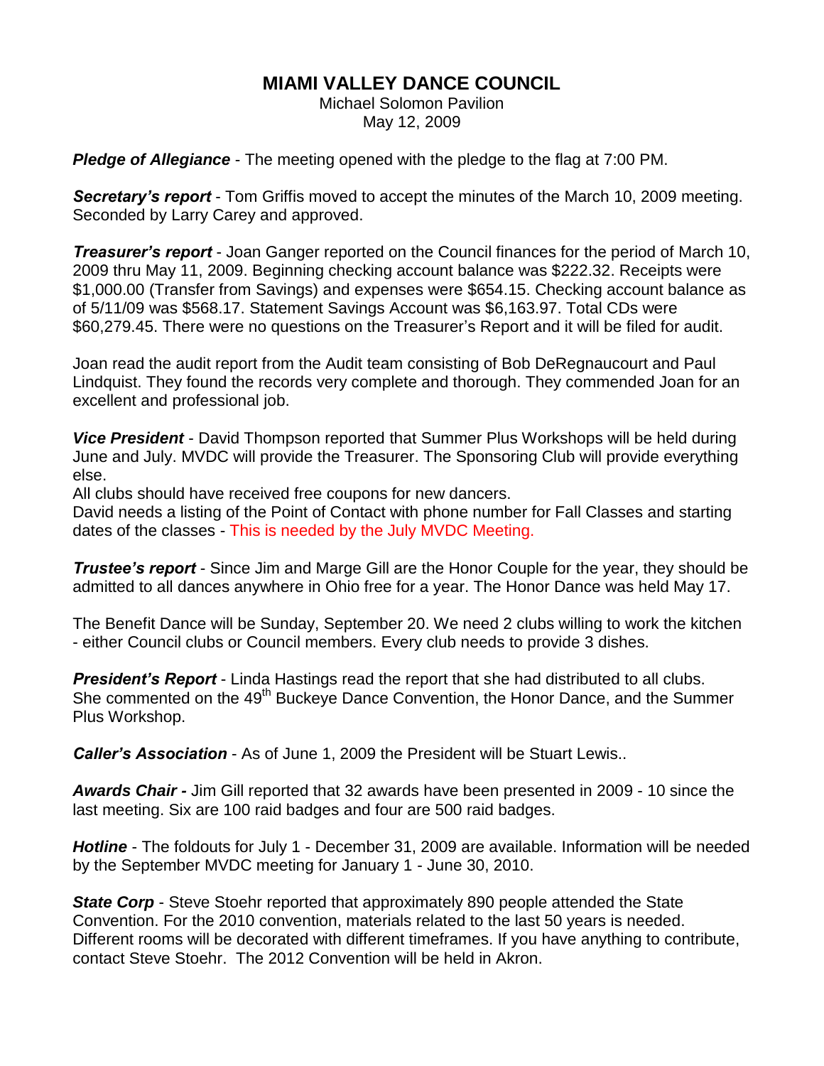# MIAMI VALLEY DANCE COUNCIL

Michael Solomon Pavilion
May 12, 2009

***Pledge of Allegiance*** - The meeting opened with the pledge to the flag at 7:00 PM.

***Secretary's report*** - Tom Griffis moved to accept the minutes of the March 10, 2009 meeting. Seconded by Larry Carey and approved.

***Treasurer's report*** - Joan Ganger reported on the Council finances for the period of March 10, 2009 thru May 11, 2009. Beginning checking account balance was $222.32. Receipts were $1,000.00 (Transfer from Savings) and expenses were $654.15. Checking account balance as of 5/11/09 was $568.17. Statement Savings Account was $6,163.97. Total CDs were $60,279.45. There were no questions on the Treasurer's Report and it will be filed for audit.

Joan read the audit report from the Audit team consisting of Bob DeRegnaucourt and Paul Lindquist. They found the records very complete and thorough. They commended Joan for an excellent and professional job.

***Vice President*** - David Thompson reported that Summer Plus Workshops will be held during June and July. MVDC will provide the Treasurer. The Sponsoring Club will provide everything else.
All clubs should have received free coupons for new dancers.
David needs a listing of the Point of Contact with phone number for Fall Classes and starting dates of the classes - This is needed by the July MVDC Meeting.

***Trustee's report*** - Since Jim and Marge Gill are the Honor Couple for the year, they should be admitted to all dances anywhere in Ohio free for a year. The Honor Dance was held May 17.

The Benefit Dance will be Sunday, September 20. We need 2 clubs willing to work the kitchen - either Council clubs or Council members. Every club needs to provide 3 dishes.

***President's Report*** - Linda Hastings read the report that she had distributed to all clubs. She commented on the 49th Buckeye Dance Convention, the Honor Dance, and the Summer Plus Workshop.

***Caller's Association*** - As of June 1, 2009 the President will be Stuart Lewis..

***Awards Chair*** **-** Jim Gill reported that 32 awards have been presented in 2009 - 10 since the last meeting. Six are 100 raid badges and four are 500 raid badges.

***Hotline*** - The foldouts for July 1 - December 31, 2009 are available. Information will be needed by the September MVDC meeting for January 1 - June 30, 2010.

***State Corp*** - Steve Stoehr reported that approximately 890 people attended the State Convention. For the 2010 convention, materials related to the last 50 years is needed. Different rooms will be decorated with different timeframes. If you have anything to contribute, contact Steve Stoehr. The 2012 Convention will be held in Akron.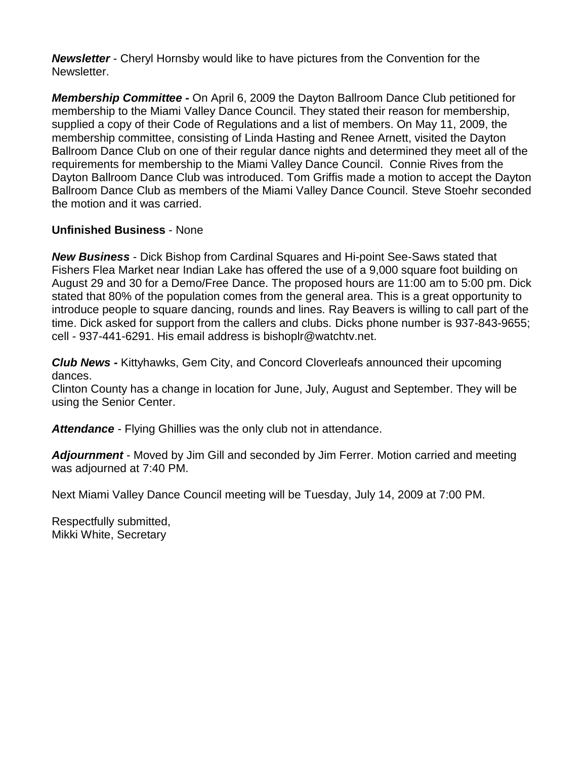***Newsletter*** - Cheryl Hornsby would like to have pictures from the Convention for the Newsletter.

***Membership Committee -*** On April 6, 2009 the Dayton Ballroom Dance Club petitioned for membership to the Miami Valley Dance Council. They stated their reason for membership, supplied a copy of their Code of Regulations and a list of members. On May 11, 2009, the membership committee, consisting of Linda Hasting and Renee Arnett, visited the Dayton Ballroom Dance Club on one of their regular dance nights and determined they meet all of the requirements for membership to the Miami Valley Dance Council. Connie Rives from the Dayton Ballroom Dance Club was introduced. Tom Griffis made a motion to accept the Dayton Ballroom Dance Club as members of the Miami Valley Dance Council. Steve Stoehr seconded the motion and it was carried.

**Unfinished Business** - None

***New Business*** - Dick Bishop from Cardinal Squares and Hi-point See-Saws stated that Fishers Flea Market near Indian Lake has offered the use of a 9,000 square foot building on August 29 and 30 for a Demo/Free Dance. The proposed hours are 11:00 am to 5:00 pm. Dick stated that 80% of the population comes from the general area. This is a great opportunity to introduce people to square dancing, rounds and lines. Ray Beavers is willing to call part of the time. Dick asked for support from the callers and clubs. Dicks phone number is 937-843-9655; cell - 937-441-6291. His email address is bishoplr@watchtv.net.

***Club News -*** Kittyhawks, Gem City, and Concord Cloverleafs announced their upcoming dances.
Clinton County has a change in location for June, July, August and September. They will be using the Senior Center.

***Attendance*** - Flying Ghillies was the only club not in attendance.

***Adjournment*** - Moved by Jim Gill and seconded by Jim Ferrer. Motion carried and meeting was adjourned at 7:40 PM.

Next Miami Valley Dance Council meeting will be Tuesday, July 14, 2009 at 7:00 PM.

Respectfully submitted,
Mikki White, Secretary